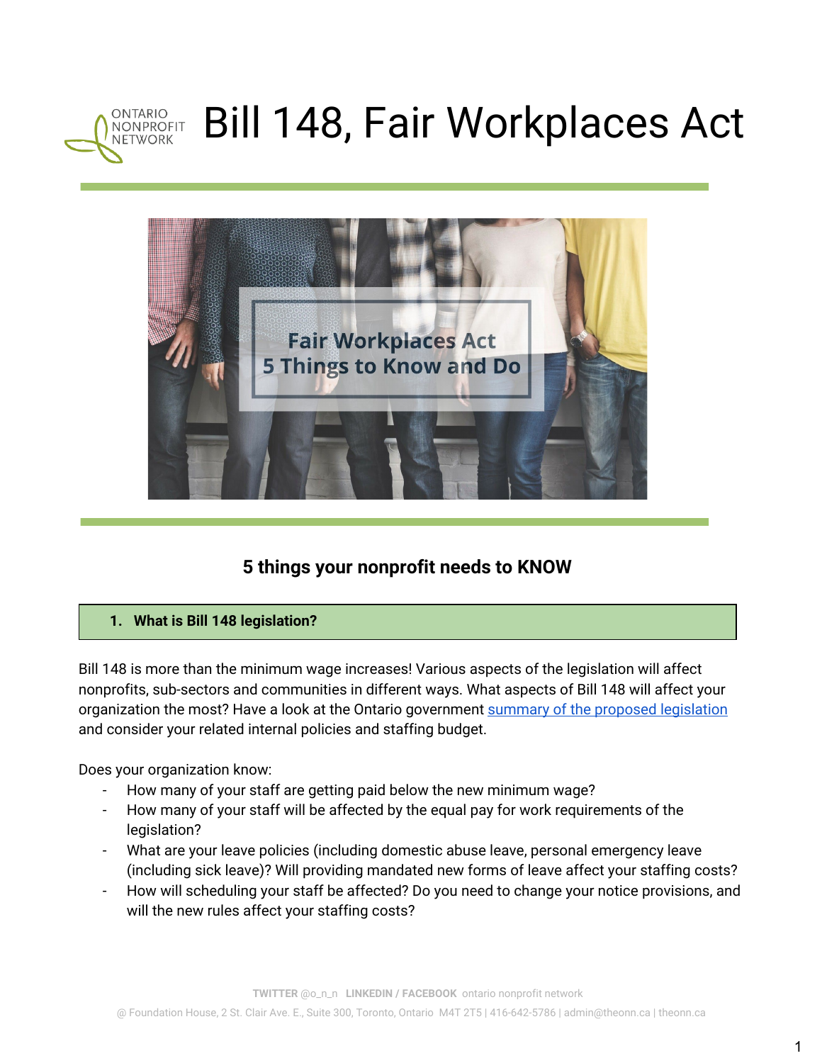# Bill 148, Fair Workplaces Act

## 5 things your nonprofit needs to KNOW

### 1. What is Bill 148 legislation?

Bill 148 is more than the minimum wage increases! Various aspects of the legislation will affect nonprofits, sub-sectors and communities in different ways. What aspects of Bill 148 will affect your organization the most? Have a look at the Ontario government summary of the proposed legislation and consider your related internal policies and staffing budget.

Does your organization know:

- How many of your staff are getting paid below the new minimum wage?
- How many of your staff will be affected by the equal pay for work requirements of the legislation?
- What are your leave policies (including domestic abuse leave, personal emergency leave (including sick leave)? Will providing mandated new forms of leave affect your staffing costs?
- How will scheduling your staff be affected? Do you need to change your notice provisions, and will the new rules affect your staffing costs?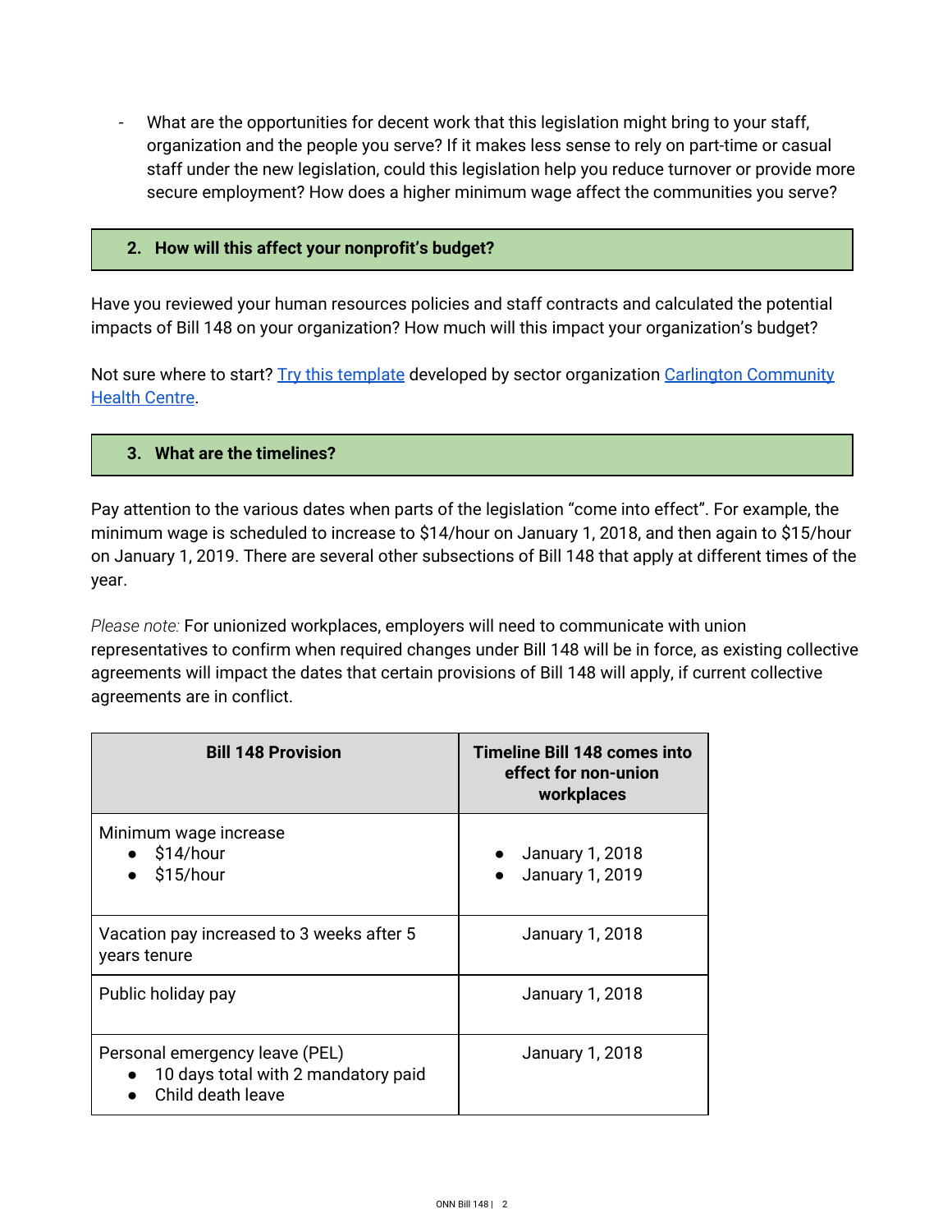- What are the opportunities for decent work that this legislation might bring to your staff, organization and the people you serve? If it makes less sense to rely on part-time or casual staff under the new legislation, could this legislation help you reduce turnover or provide more secure employment? How does a higher minimum wage affect the communities you serve?

## 2. How will this affect your nonprofit's budget?

Have you reviewed your human resources policies and staff contracts and calculated the potential impacts of Bill 148 on your organization? How much will this impact your organization's budget?

Not sure where to start? Try this template developed by sector organization Carlington Community Health Centre.

## 3. What are the timelines?

Pay attention to the various dates when parts of the legislation "come into effect". For example, the minimum wage is scheduled to increase to $14/hour on January 1, 2018, and then again to $15/hour on January 1, 2019. There are several other subsections of Bill 148 that apply at different times of the year.

*Please note:* For unionized workplaces, employers will need to communicate with union representatives to confirm when required changes under Bill 148 will be in force, as existing collective agreements will impact the dates that certain provisions of Bill 148 will apply, if current collective agreements are in conflict.

| Bill 148 Provision | Timeline Bill 148 comes into effect for non-union workplaces |
|---|---|
| Minimum wage increase<br>• $14/hour<br>• $15/hour | • January 1, 2018<br>• January 1, 2019 |
| Vacation pay increased to 3 weeks after 5 years tenure | January 1, 2018 |
| Public holiday pay | January 1, 2018 |
| Personal emergency leave (PEL)<br>• 10 days total with 2 mandatory paid<br>• Child death leave | January 1, 2018 |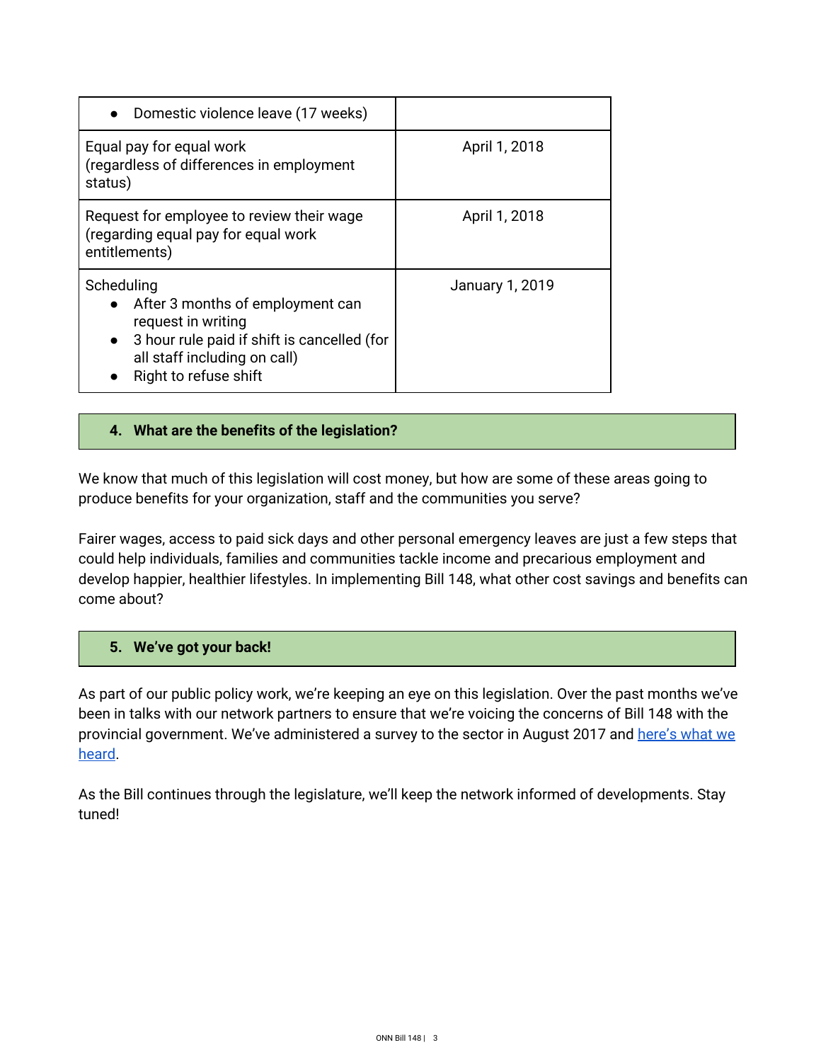| | |
|---|---|
| • Domestic violence leave (17 weeks) | |
| Equal pay for equal work (regardless of differences in employment status) | April 1, 2018 |
| Request for employee to review their wage (regarding equal pay for equal work entitlements) | April 1, 2018 |
| Scheduling<br>• After 3 months of employment can request in writing<br>• 3 hour rule paid if shift is cancelled (for all staff including on call)<br>• Right to refuse shift | January 1, 2019 |

## 4. What are the benefits of the legislation?

We know that much of this legislation will cost money, but how are some of these areas going to produce benefits for your organization, staff and the communities you serve?

Fairer wages, access to paid sick days and other personal emergency leaves are just a few steps that could help individuals, families and communities tackle income and precarious employment and develop happier, healthier lifestyles. In implementing Bill 148, what other cost savings and benefits can come about?

## 5. We've got your back!

As part of our public policy work, we're keeping an eye on this legislation. Over the past months we've been in talks with our network partners to ensure that we're voicing the concerns of Bill 148 with the provincial government. We've administered a survey to the sector in August 2017 and here's what we heard.

As the Bill continues through the legislature, we'll keep the network informed of developments. Stay tuned!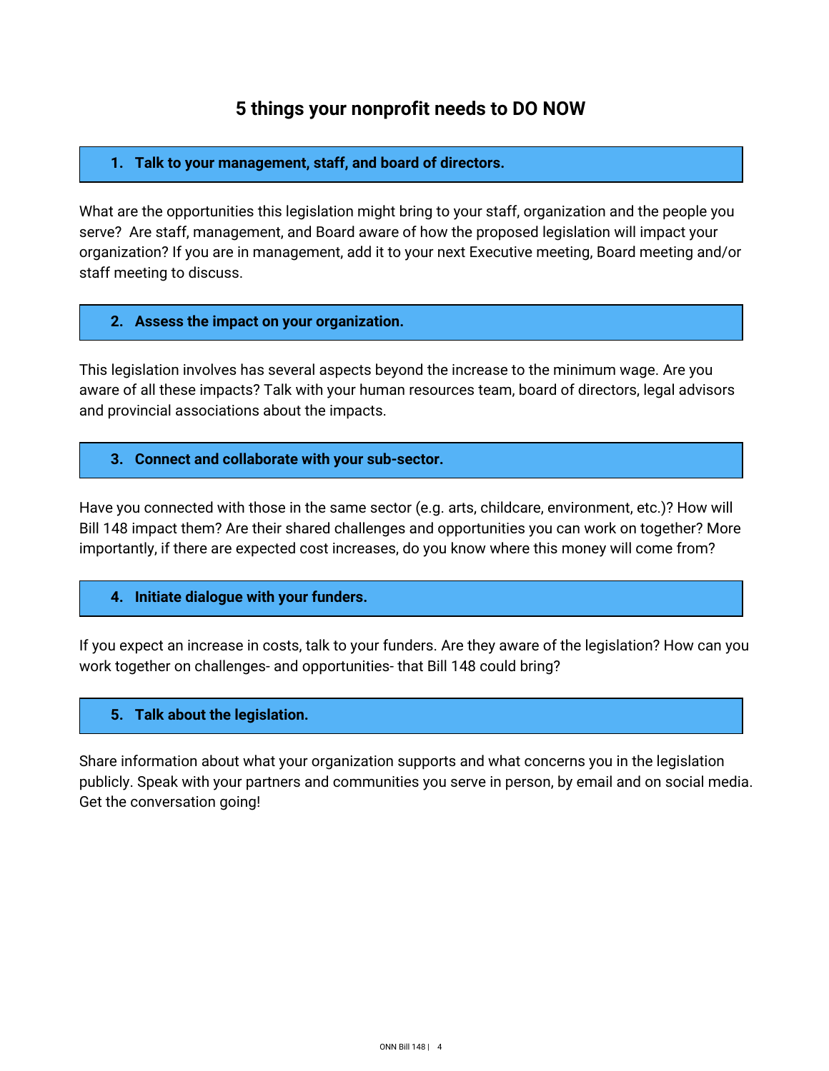# 5 things your nonprofit needs to DO NOW

## 1. Talk to your management, staff, and board of directors.

What are the opportunities this legislation might bring to your staff, organization and the people you serve?  Are staff, management, and Board aware of how the proposed legislation will impact your organization? If you are in management, add it to your next Executive meeting, Board meeting and/or staff meeting to discuss.

## 2. Assess the impact on your organization.

This legislation involves has several aspects beyond the increase to the minimum wage. Are you aware of all these impacts? Talk with your human resources team, board of directors, legal advisors and provincial associations about the impacts.

## 3. Connect and collaborate with your sub-sector.

Have you connected with those in the same sector (e.g. arts, childcare, environment, etc.)? How will Bill 148 impact them? Are their shared challenges and opportunities you can work on together? More importantly, if there are expected cost increases, do you know where this money will come from?

## 4. Initiate dialogue with your funders.

If you expect an increase in costs, talk to your funders. Are they aware of the legislation? How can you work together on challenges- and opportunities- that Bill 148 could bring?

## 5. Talk about the legislation.

Share information about what your organization supports and what concerns you in the legislation publicly. Speak with your partners and communities you serve in person, by email and on social media. Get the conversation going!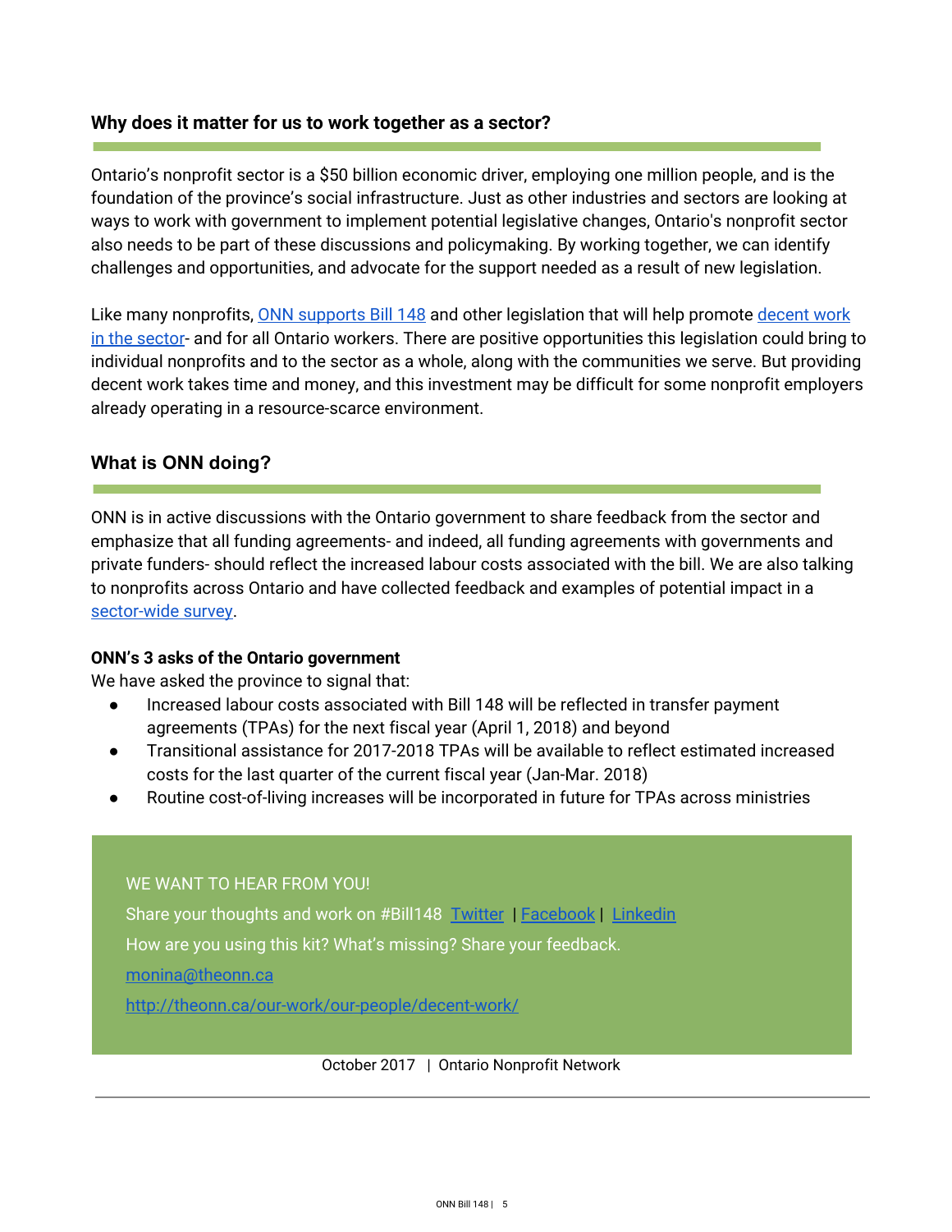### Why does it matter for us to work together as a sector?

Ontario's nonprofit sector is a $50 billion economic driver, employing one million people, and is the foundation of the province's social infrastructure. Just as other industries and sectors are looking at ways to work with government to implement potential legislative changes, Ontario's nonprofit sector also needs to be part of these discussions and policymaking. By working together, we can identify challenges and opportunities, and advocate for the support needed as a result of new legislation.

Like many nonprofits, ONN supports Bill 148 and other legislation that will help promote decent work in the sector- and for all Ontario workers. There are positive opportunities this legislation could bring to individual nonprofits and to the sector as a whole, along with the communities we serve. But providing decent work takes time and money, and this investment may be difficult for some nonprofit employers already operating in a resource-scarce environment.

### What is ONN doing?

ONN is in active discussions with the Ontario government to share feedback from the sector and emphasize that all funding agreements- and indeed, all funding agreements with governments and private funders- should reflect the increased labour costs associated with the bill. We are also talking to nonprofits across Ontario and have collected feedback and examples of potential impact in a sector-wide survey.

**ONN's 3 asks of the Ontario government**

We have asked the province to signal that:

- Increased labour costs associated with Bill 148 will be reflected in transfer payment agreements (TPAs) for the next fiscal year (April 1, 2018) and beyond
- Transitional assistance for 2017-2018 TPAs will be available to reflect estimated increased costs for the last quarter of the current fiscal year (Jan-Mar. 2018)
- Routine cost-of-living increases will be incorporated in future for TPAs across ministries

WE WANT TO HEAR FROM YOU!

Share your thoughts and work on #Bill148 Twitter | Facebook | Linkedin

How are you using this kit? What's missing? Share your feedback.

monina@theonn.ca

http://theonn.ca/our-work/our-people/decent-work/

October 2017 | Ontario Nonprofit Network